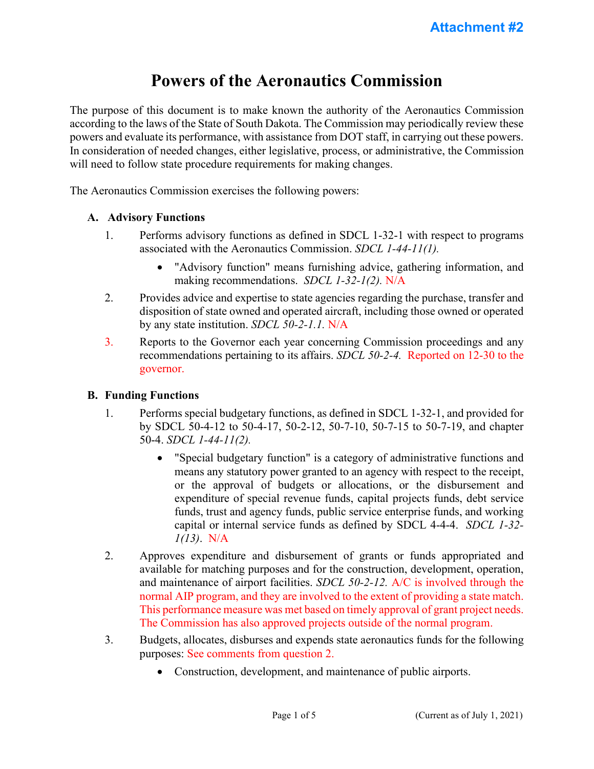Attachment #2

# Powers of the Aeronautics Commission

The purpose of this document is to make known the authority of the Aeronautics Commission according to the laws of the State of South Dakota. The Commission may periodically review these powers and evaluate its performance, with assistance from DOT staff, in carrying out these powers. In consideration of needed changes, either legislative, process, or administrative, the Commission will need to follow state procedure requirements for making changes.

The Aeronautics Commission exercises the following powers:

## A. Advisory Functions

1. Performs advisory functions as defined in SDCL 1-32-1 with respect to programs associated with the Aeronautics Commission. *SDCL 1-44-11(1).*
   - "Advisory function" means furnishing advice, gathering information, and making recommendations. *SDCL 1-32-1(2).* N/A
2. Provides advice and expertise to state agencies regarding the purchase, transfer and disposition of state owned and operated aircraft, including those owned or operated by any state institution. *SDCL 50-2-1.1.* N/A
3. Reports to the Governor each year concerning Commission proceedings and any recommendations pertaining to its affairs. *SDCL 50-2-4.* Reported on 12-30 to the governor.

## B. Funding Functions

1. Performs special budgetary functions, as defined in SDCL 1-32-1, and provided for by SDCL 50-4-12 to 50-4-17, 50-2-12, 50-7-10, 50-7-15 to 50-7-19, and chapter 50-4. *SDCL 1-44-11(2).*
   - "Special budgetary function" is a category of administrative functions and means any statutory power granted to an agency with respect to the receipt, or the approval of budgets or allocations, or the disbursement and expenditure of special revenue funds, capital projects funds, debt service funds, trust and agency funds, public service enterprise funds, and working capital or internal service funds as defined by SDCL 4-4-4. *SDCL 1-32-1(13).* N/A
2. Approves expenditure and disbursement of grants or funds appropriated and available for matching purposes and for the construction, development, operation, and maintenance of airport facilities. *SDCL 50-2-12.* A/C is involved through the normal AIP program, and they are involved to the extent of providing a state match. This performance measure was met based on timely approval of grant project needs. The Commission has also approved projects outside of the normal program.
3. Budgets, allocates, disburses and expends state aeronautics funds for the following purposes: See comments from question 2.
   - Construction, development, and maintenance of public airports.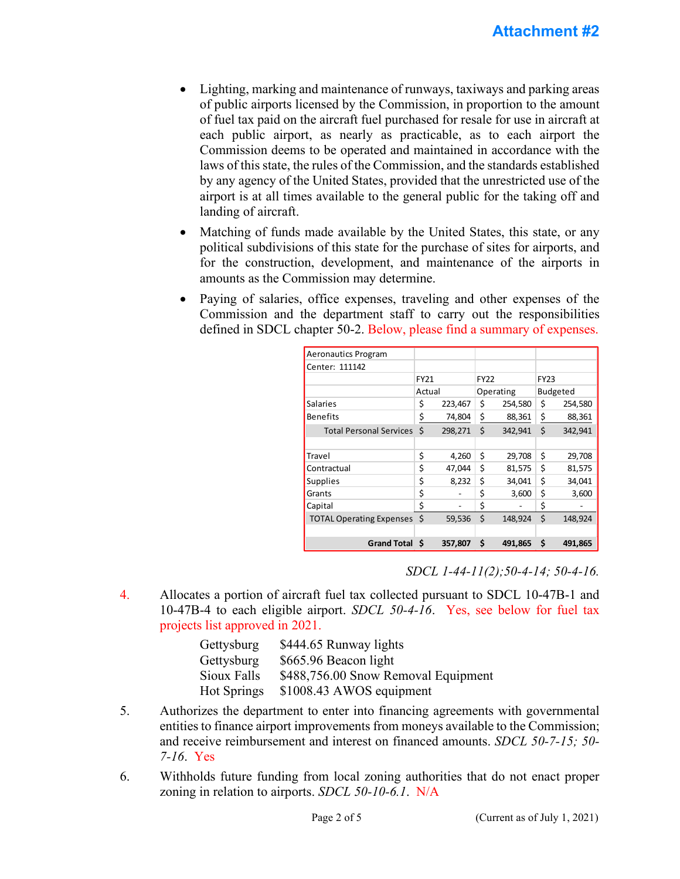**Attachment #2**

- Lighting, marking and maintenance of runways, taxiways and parking areas of public airports licensed by the Commission, in proportion to the amount of fuel tax paid on the aircraft fuel purchased for resale for use in aircraft at each public airport, as nearly as practicable, as to each airport the Commission deems to be operated and maintained in accordance with the laws of this state, the rules of the Commission, and the standards established by any agency of the United States, provided that the unrestricted use of the airport is at all times available to the general public for the taking off and landing of aircraft.
- Matching of funds made available by the United States, this state, or any political subdivisions of this state for the purchase of sites for airports, and for the construction, development, and maintenance of the airports in amounts as the Commission may determine.
- Paying of salaries, office expenses, traveling and other expenses of the Commission and the department staff to carry out the responsibilities defined in SDCL chapter 50-2. Below, please find a summary of expenses.

| Aeronautics Program | | | |
|---|---|---|---|
| Center: 111142 | | | |
| | FY21 | FY22 | FY23 |
| | Actual | Operating | Budgeted |
| Salaries | $ 223,467 | $ 254,580 | $ 254,580 |
| Benefits | $ 74,804 | $ 88,361 | $ 88,361 |
| Total Personal Services | $ 298,271 | $ 342,941 | $ 342,941 |
| | | | |
| Travel | $ 4,260 | $ 29,708 | $ 29,708 |
| Contractual | $ 47,044 | $ 81,575 | $ 81,575 |
| Supplies | $ 8,232 | $ 34,041 | $ 34,041 |
| Grants | $ - | $ 3,600 | $ 3,600 |
| Capital | $ - | $ - | $ - |
| TOTAL Operating Expenses | $ 59,536 | $ 148,924 | $ 148,924 |
| | | | |
| **Grand Total** | **$ 357,807** | **$ 491,865** | **$ 491,865** |

*SDCL 1-44-11(2);50-4-14; 50-4-16.*

4. Allocates a portion of aircraft fuel tax collected pursuant to SDCL 10-47B-1 and 10-47B-4 to each eligible airport. *SDCL 50-4-16*. Yes, see below for fuel tax projects list approved in 2021.

   Gettysburg $444.65 Runway lights
   Gettysburg $665.96 Beacon light
   Sioux Falls $488,756.00 Snow Removal Equipment
   Hot Springs $1008.43 AWOS equipment

5. Authorizes the department to enter into financing agreements with governmental entities to finance airport improvements from moneys available to the Commission; and receive reimbursement and interest on financed amounts. *SDCL 50-7-15; 50-7-16*. Yes

6. Withholds future funding from local zoning authorities that do not enact proper zoning in relation to airports. *SDCL 50-10-6.1*. N/A

(Current as of July 1, 2021)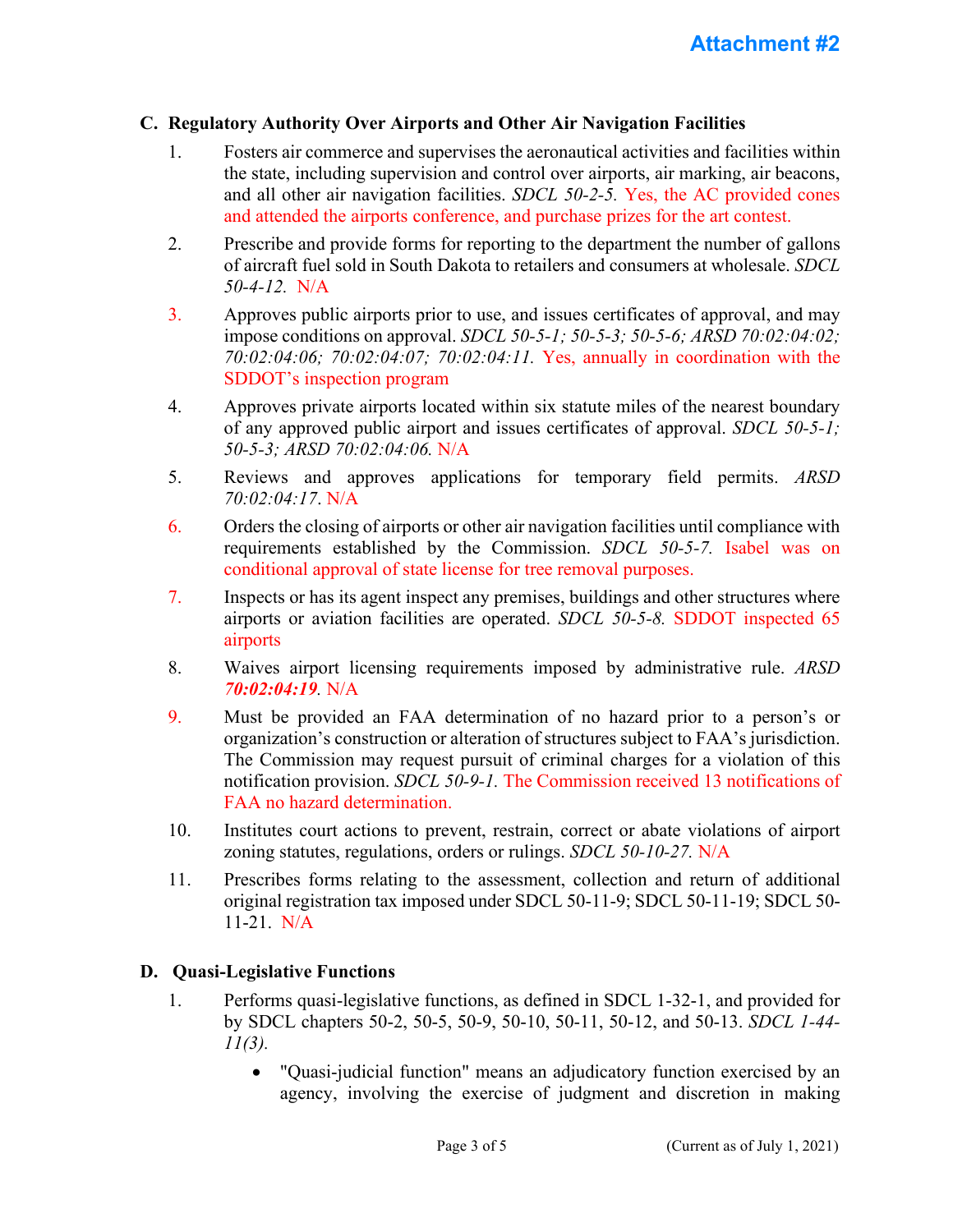Attachment #2

### C. Regulatory Authority Over Airports and Other Air Navigation Facilities

1. Fosters air commerce and supervises the aeronautical activities and facilities within the state, including supervision and control over airports, air marking, air beacons, and all other air navigation facilities. *SDCL 50-2-5.* Yes, the AC provided cones and attended the airports conference, and purchase prizes for the art contest.

2. Prescribe and provide forms for reporting to the department the number of gallons of aircraft fuel sold in South Dakota to retailers and consumers at wholesale. *SDCL 50-4-12.* N/A

3. Approves public airports prior to use, and issues certificates of approval, and may impose conditions on approval. *SDCL 50-5-1; 50-5-3; 50-5-6; ARSD 70:02:04:02; 70:02:04:06; 70:02:04:07; 70:02:04:11.* Yes, annually in coordination with the SDDOT's inspection program

4. Approves private airports located within six statute miles of the nearest boundary of any approved public airport and issues certificates of approval. *SDCL 50-5-1; 50-5-3; ARSD 70:02:04:06.* N/A

5. Reviews and approves applications for temporary field permits. *ARSD 70:02:04:17*. N/A

6. Orders the closing of airports or other air navigation facilities until compliance with requirements established by the Commission. *SDCL 50-5-7.* Isabel was on conditional approval of state license for tree removal purposes.

7. Inspects or has its agent inspect any premises, buildings and other structures where airports or aviation facilities are operated. *SDCL 50-5-8.* SDDOT inspected 65 airports

8. Waives airport licensing requirements imposed by administrative rule. *ARSD* ***70:02:04:19***. N/A

9. Must be provided an FAA determination of no hazard prior to a person's or organization's construction or alteration of structures subject to FAA's jurisdiction. The Commission may request pursuit of criminal charges for a violation of this notification provision. *SDCL 50-9-1.* The Commission received 13 notifications of FAA no hazard determination.

10. Institutes court actions to prevent, restrain, correct or abate violations of airport zoning statutes, regulations, orders or rulings. *SDCL 50-10-27.* N/A

11. Prescribes forms relating to the assessment, collection and return of additional original registration tax imposed under SDCL 50-11-9; SDCL 50-11-19; SDCL 50-11-21. N/A

### D. Quasi-Legislative Functions

1. Performs quasi-legislative functions, as defined in SDCL 1-32-1, and provided for by SDCL chapters 50-2, 50-5, 50-9, 50-10, 50-11, 50-12, and 50-13. *SDCL 1-44-11(3).*

   - "Quasi-judicial function" means an adjudicatory function exercised by an agency, involving the exercise of judgment and discretion in making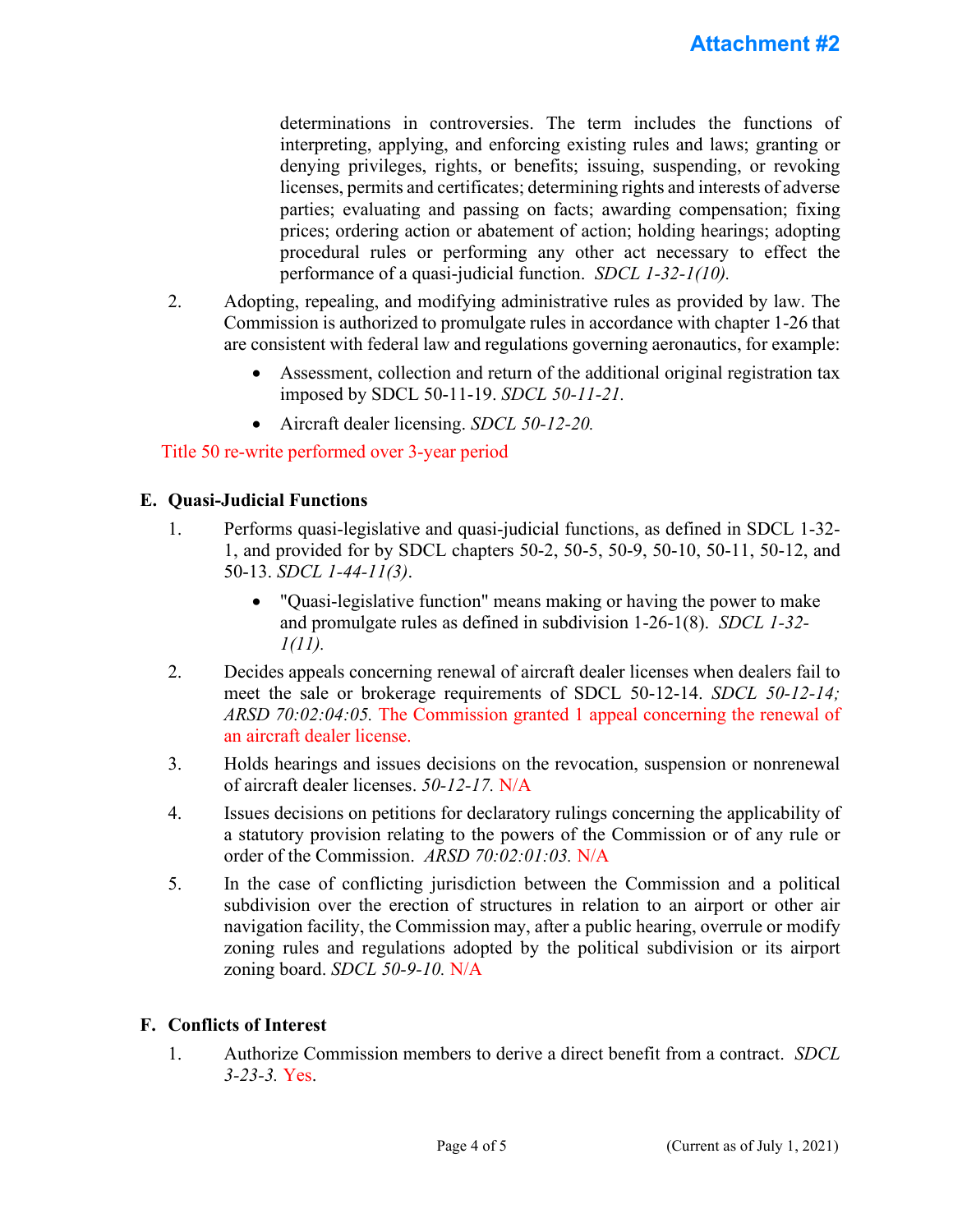determinations in controversies. The term includes the functions of interpreting, applying, and enforcing existing rules and laws; granting or denying privileges, rights, or benefits; issuing, suspending, or revoking licenses, permits and certificates; determining rights and interests of adverse parties; evaluating and passing on facts; awarding compensation; fixing prices; ordering action or abatement of action; holding hearings; adopting procedural rules or performing any other act necessary to effect the performance of a quasi-judicial function. *SDCL 1-32-1(10).*

2. Adopting, repealing, and modifying administrative rules as provided by law. The Commission is authorized to promulgate rules in accordance with chapter 1-26 that are consistent with federal law and regulations governing aeronautics, for example:

   - Assessment, collection and return of the additional original registration tax imposed by SDCL 50-11-19. *SDCL 50-11-21.*
   - Aircraft dealer licensing. *SDCL 50-12-20.*

Title 50 re-write performed over 3-year period

## E. Quasi-Judicial Functions

1. Performs quasi-legislative and quasi-judicial functions, as defined in SDCL 1-32-1, and provided for by SDCL chapters 50-2, 50-5, 50-9, 50-10, 50-11, 50-12, and 50-13. *SDCL 1-44-11(3)*.

   - "Quasi-legislative function" means making or having the power to make and promulgate rules as defined in subdivision 1-26-1(8). *SDCL 1-32-1(11).*

2. Decides appeals concerning renewal of aircraft dealer licenses when dealers fail to meet the sale or brokerage requirements of SDCL 50-12-14. *SDCL 50-12-14; ARSD 70:02:04:05.* The Commission granted 1 appeal concerning the renewal of an aircraft dealer license.

3. Holds hearings and issues decisions on the revocation, suspension or nonrenewal of aircraft dealer licenses. *50-12-17.* N/A

4. Issues decisions on petitions for declaratory rulings concerning the applicability of a statutory provision relating to the powers of the Commission or of any rule or order of the Commission. *ARSD 70:02:01:03.* N/A

5. In the case of conflicting jurisdiction between the Commission and a political subdivision over the erection of structures in relation to an airport or other air navigation facility, the Commission may, after a public hearing, overrule or modify zoning rules and regulations adopted by the political subdivision or its airport zoning board. *SDCL 50-9-10.* N/A

## F. Conflicts of Interest

1. Authorize Commission members to derive a direct benefit from a contract. *SDCL 3-23-3.* Yes.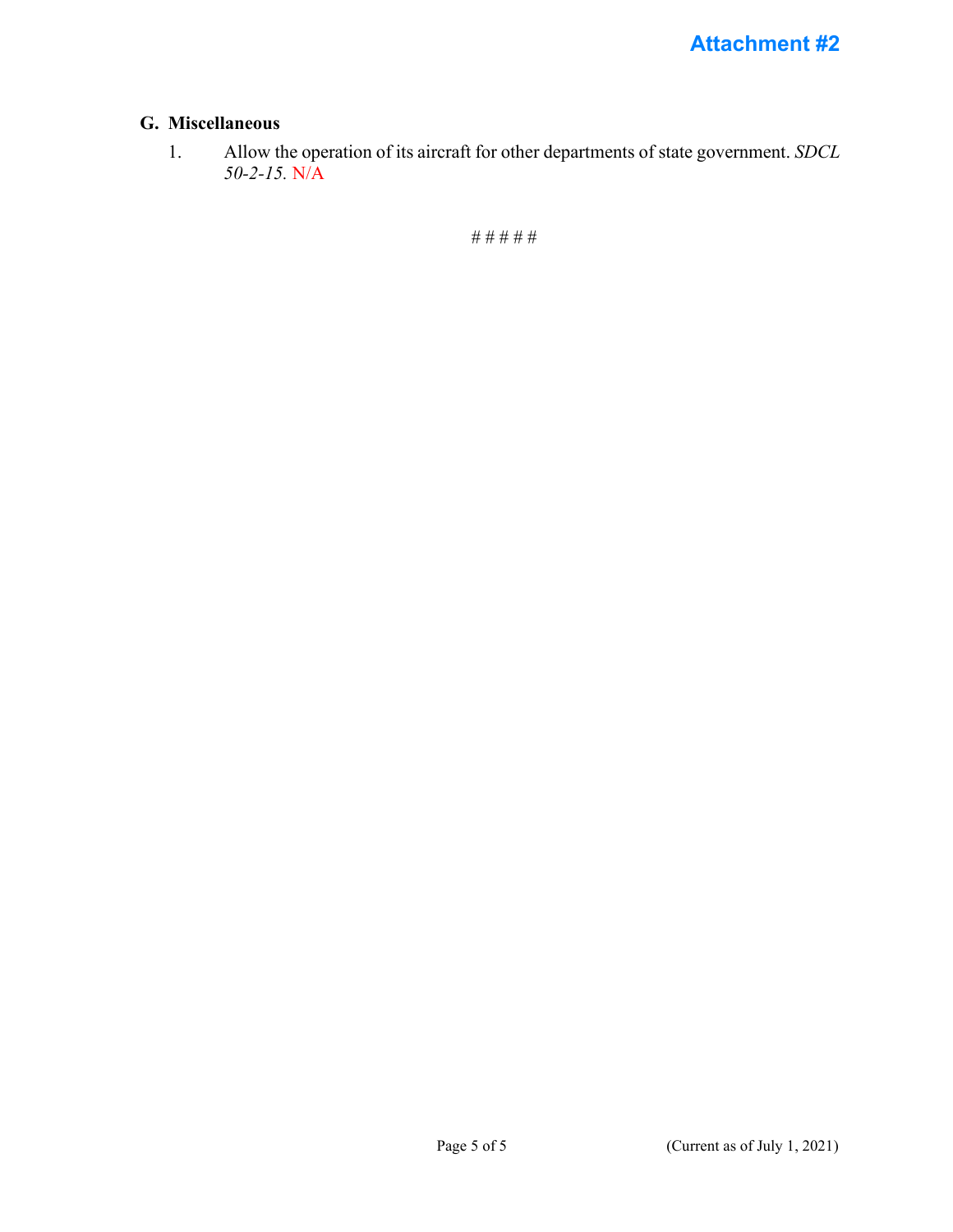## G. Miscellaneous

1. Allow the operation of its aircraft for other departments of state government. *SDCL 50-2-15.* N/A

# # # # #